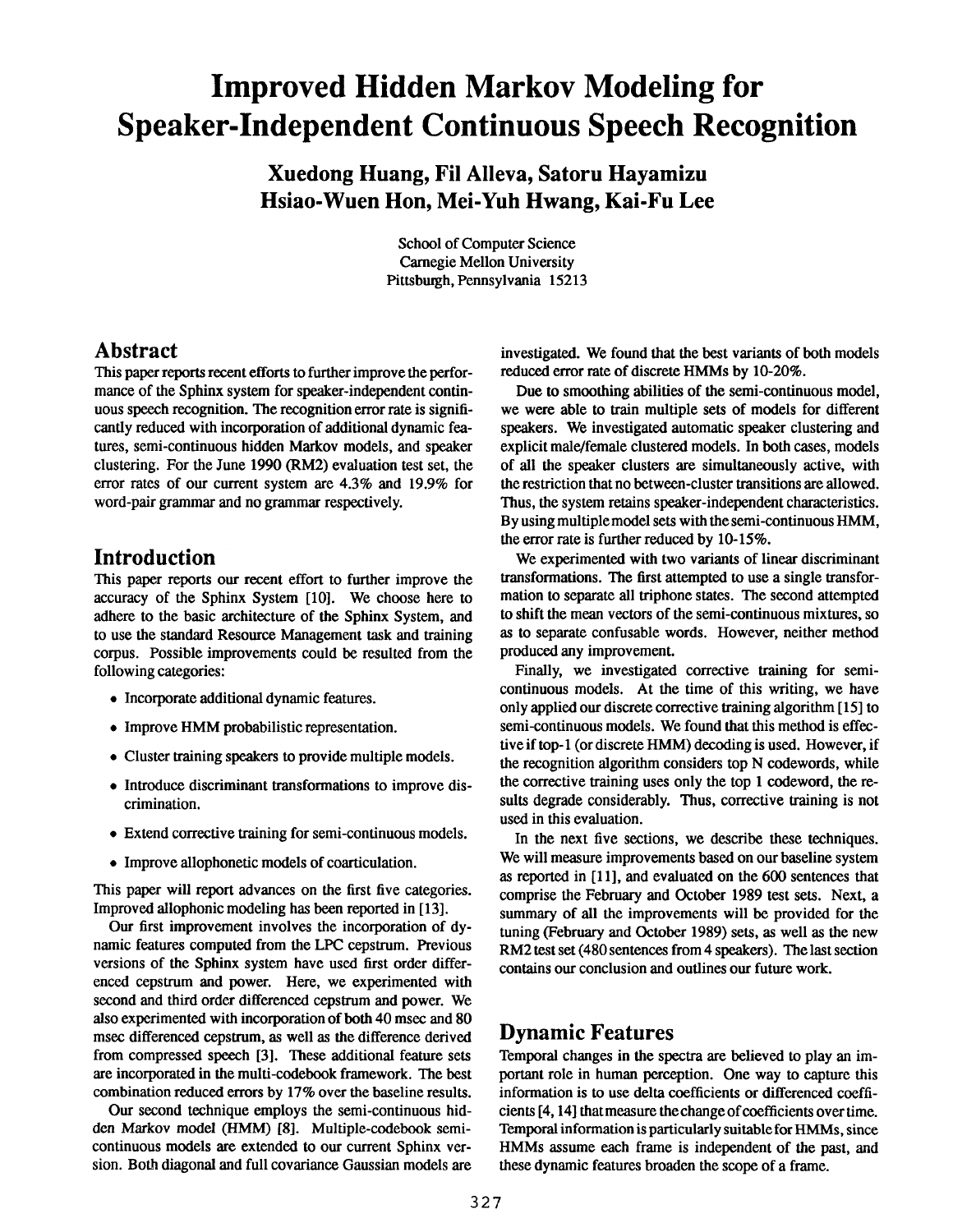# Improved Hidden Markov Modeling for Speaker-Independent Continuous Speech Recognition

**Xuedong Huang, Fil Alleva, Satoru Hayamizu**
**Hsiao-Wuen Hon, Mei-Yuh Hwang, Kai-Fu Lee**

School of Computer Science
Carnegie Mellon University
Pittsburgh, Pennsylvania 15213

## Abstract

This paper reports recent efforts to further improve the performance of the Sphinx system for speaker-independent continuous speech recognition. The recognition error rate is significantly reduced with incorporation of additional dynamic features, semi-continuous hidden Markov models, and speaker clustering. For the June 1990 (RM2) evaluation test set, the error rates of our current system are 4.3% and 19.9% for word-pair grammar and no grammar respectively.

## Introduction

This paper reports our recent effort to further improve the accuracy of the Sphinx System [10]. We choose here to adhere to the basic architecture of the Sphinx System, and to use the standard Resource Management task and training corpus. Possible improvements could be resulted from the following categories:

- Incorporate additional dynamic features.
- Improve HMM probabilistic representation.
- Cluster training speakers to provide multiple models.
- Introduce discriminant transformations to improve discrimination.
- Extend corrective training for semi-continuous models.
- Improve allophonetic models of coarticulation.

This paper will report advances on the first five categories. Improved allophonic modeling has been reported in [13].

Our first improvement involves the incorporation of dynamic features computed from the LPC cepstrum. Previous versions of the Sphinx system have used first order differenced cepstrum and power. Here, we experimented with second and third order differenced cepstrum and power. We also experimented with incorporation of both 40 msec and 80 msec differenced cepstrum, as well as the difference derived from compressed speech [3]. These additional feature sets are incorporated in the multi-codebook framework. The best combination reduced errors by 17% over the baseline results.

Our second technique employs the semi-continuous hidden Markov model (HMM) [8]. Multiple-codebook semi-continuous models are extended to our current Sphinx version. Both diagonal and full covariance Gaussian models are investigated. We found that the best variants of both models reduced error rate of discrete HMMs by 10-20%.

Due to smoothing abilities of the semi-continuous model, we were able to train multiple sets of models for different speakers. We investigated automatic speaker clustering and explicit male/female clustered models. In both cases, models of all the speaker clusters are simultaneously active, with the restriction that no between-cluster transitions are allowed. Thus, the system retains speaker-independent characteristics. By using multiple model sets with the semi-continuous HMM, the error rate is further reduced by 10-15%.

We experimented with two variants of linear discriminant transformations. The first attempted to use a single transformation to separate all triphone states. The second attempted to shift the mean vectors of the semi-continuous mixtures, so as to separate confusable words. However, neither method produced any improvement.

Finally, we investigated corrective training for semi-continuous models. At the time of this writing, we have only applied our discrete corrective training algorithm [15] to semi-continuous models. We found that this method is effective if top-1 (or discrete HMM) decoding is used. However, if the recognition algorithm considers top N codewords, while the corrective training uses only the top 1 codeword, the results degrade considerably. Thus, corrective training is not used in this evaluation.

In the next five sections, we describe these techniques. We will measure improvements based on our baseline system as reported in [11], and evaluated on the 600 sentences that comprise the February and October 1989 test sets. Next, a summary of all the improvements will be provided for the tuning (February and October 1989) sets, as well as the new RM2 test set (480 sentences from 4 speakers). The last section contains our conclusion and outlines our future work.

## Dynamic Features

Temporal changes in the spectra are believed to play an important role in human perception. One way to capture this information is to use delta coefficients or differenced coefficients [4, 14] that measure the change of coefficients over time. Temporal information is particularly suitable for HMMs, since HMMs assume each frame is independent of the past, and these dynamic features broaden the scope of a frame.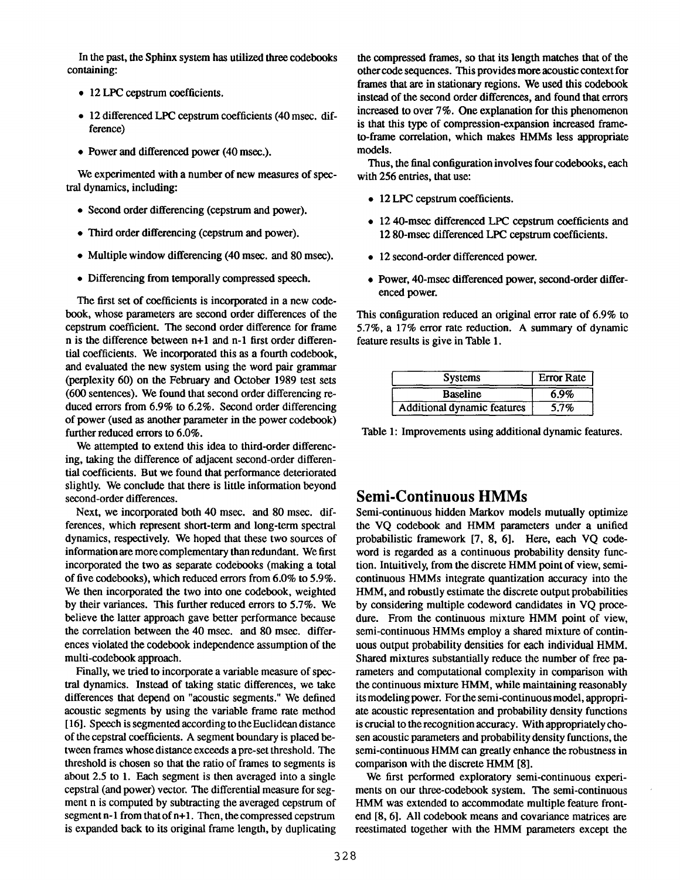In the past, the Sphinx system has utilized three codebooks containing:

- 12 LPC cepstrum coefficients.
- 12 differenced LPC cepstrum coefficients (40 msec. difference)
- Power and differenced power (40 msec.).

We experimented with a number of new measures of spectral dynamics, including:

- Second order differencing (cepstrum and power).
- Third order differencing (cepstrum and power).
- Multiple window differencing (40 msec. and 80 msec).
- Differencing from temporally compressed speech.

The first set of coefficients is incorporated in a new codebook, whose parameters are second order differences of the cepstrum coefficient. The second order difference for frame n is the difference between n+1 and n-1 first order differential coefficients. We incorporated this as a fourth codebook, and evaluated the new system using the word pair grammar (perplexity 60) on the February and October 1989 test sets (600 sentences). We found that second order differencing reduced errors from 6.9% to 6.2%. Second order differencing of power (used as another parameter in the power codebook) further reduced errors to 6.0%.

We attempted to extend this idea to third-order differencing, taking the difference of adjacent second-order differential coefficients. But we found that performance deteriorated slightly. We conclude that there is little information beyond second-order differences.

Next, we incorporated both 40 msec. and 80 msec. differences, which represent short-term and long-term spectral dynamics, respectively. We hoped that these two sources of information are more complementary than redundant. We first incorporated the two as separate codebooks (making a total of five codebooks), which reduced errors from 6.0% to 5.9%. We then incorporated the two into one codebook, weighted by their variances. This further reduced errors to 5.7%. We believe the latter approach gave better performance because the correlation between the 40 msec. and 80 msec. differences violated the codebook independence assumption of the multi-codebook approach.

Finally, we tried to incorporate a variable measure of spectral dynamics. Instead of taking static differences, we take differences that depend on "acoustic segments." We defined acoustic segments by using the variable frame rate method [16]. Speech is segmented according to the Euclidean distance of the cepstral coefficients. A segment boundary is placed between frames whose distance exceeds a pre-set threshold. The threshold is chosen so that the ratio of frames to segments is about 2.5 to 1. Each segment is then averaged into a single cepstral (and power) vector. The differential measure for segment n is computed by subtracting the averaged cepstrum of segment n-1 from that of n+1. Then, the compressed cepstrum is expanded back to its original frame length, by duplicating the compressed frames, so that its length matches that of the other code sequences. This provides more acoustic context for frames that are in stationary regions. We used this codebook instead of the second order differences, and found that errors increased to over 7%. One explanation for this phenomenon is that this type of compression-expansion increased frame-to-frame correlation, which makes HMMs less appropriate models.

Thus, the final configuration involves four codebooks, each with 256 entries, that use:

- 12 LPC cepstrum coefficients.
- 12 40-msec differenced LPC cepstrum coefficients and 12 80-msec differenced LPC cepstrum coefficients.
- 12 second-order differenced power.
- Power, 40-msec differenced power, second-order differenced power.

This configuration reduced an original error rate of 6.9% to 5.7%, a 17% error rate reduction. A summary of dynamic feature results is give in Table 1.

| Systems | Error Rate |
|---|---|
| Baseline | 6.9% |
| Additional dynamic features | 5.7% |

Table 1: Improvements using additional dynamic features.

## Semi-Continuous HMMs

Semi-continuous hidden Markov models mutually optimize the VQ codebook and HMM parameters under a unified probabilistic framework [7, 8, 6]. Here, each VQ codeword is regarded as a continuous probability density function. Intuitively, from the discrete HMM point of view, semi-continuous HMMs integrate quantization accuracy into the HMM, and robustly estimate the discrete output probabilities by considering multiple codeword candidates in VQ procedure. From the continuous mixture HMM point of view, semi-continuous HMMs employ a shared mixture of continuous output probability densities for each individual HMM. Shared mixtures substantially reduce the number of free parameters and computational complexity in comparison with the continuous mixture HMM, while maintaining reasonably its modeling power. For the semi-continuous model, appropriate acoustic representation and probability density functions is crucial to the recognition accuracy. With appropriately chosen acoustic parameters and probability density functions, the semi-continuous HMM can greatly enhance the robustness in comparison with the discrete HMM [8].

We first performed exploratory semi-continuous experiments on our three-codebook system. The semi-continuous HMM was extended to accommodate multiple feature front-end [8, 6]. All codebook means and covariance matrices are reestimated together with the HMM parameters except the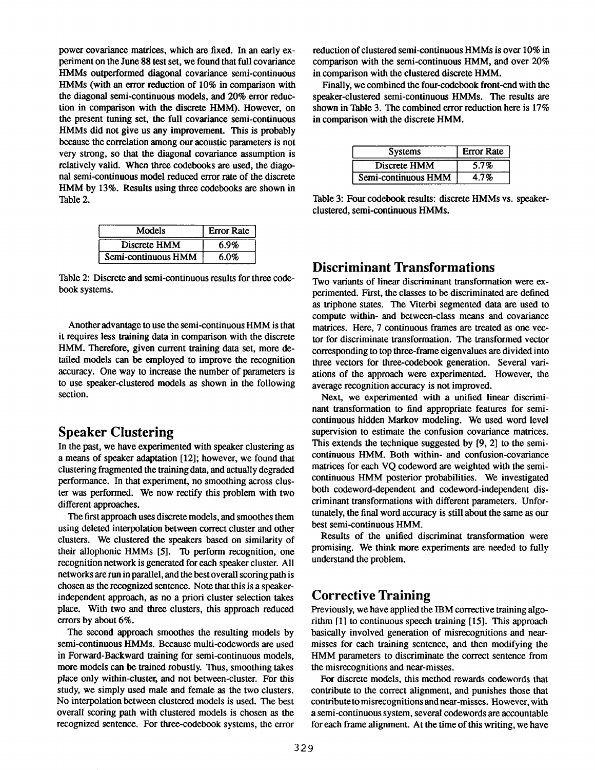power covariance matrices, which are fixed. In an early experiment on the June 88 test set, we found that full covariance HMMs outperformed diagonal covariance semi-continuous HMMs (with an error reduction of 10% in comparison with the diagonal semi-continuous models, and 20% error reduction in comparison with the discrete HMM). However, on the present tuning set, the full covariance semi-continuous HMMs did not give us any improvement. This is probably because the correlation among our acoustic parameters is not very strong, so that the diagonal covariance assumption is relatively valid. When three codebooks are used, the diagonal semi-continuous model reduced error rate of the discrete HMM by 13%. Results using three codebooks are shown in Table 2.

| Models | Error Rate |
|---|---|
| Discrete HMM | 6.9% |
| Semi-continuous HMM | 6.0% |

Table 2: Discrete and semi-continuous results for three codebook systems.

Another advantage to use the semi-continuous HMM is that it requires less training data in comparison with the discrete HMM. Therefore, given current training data set, more detailed models can be employed to improve the recognition accuracy. One way to increase the number of parameters is to use speaker-clustered models as shown in the following section.

## Speaker Clustering

In the past, we have experimented with speaker clustering as a means of speaker adaptation [12]; however, we found that clustering fragmented the training data, and actually degraded performance. In that experiment, no smoothing across cluster was performed. We now rectify this problem with two different approaches.

The first approach uses discrete models, and smoothes them using deleted interpolation between correct cluster and other clusters. We clustered the speakers based on similarity of their allophonic HMMs [5]. To perform recognition, one recognition network is generated for each speaker cluster. All networks are run in parallel, and the best overall scoring path is chosen as the recognized sentence. Note that this is a speaker-independent approach, as no a priori cluster selection takes place. With two and three clusters, this approach reduced errors by about 6%.

The second approach smoothes the resulting models by semi-continuous HMMs. Because multi-codewords are used in Forward-Backward training for semi-continuous models, more models can be trained robustly. Thus, smoothing takes place only within-cluster, and not between-cluster. For this study, we simply used male and female as the two clusters. No interpolation between clustered models is used. The best overall scoring path with clustered models is chosen as the recognized sentence. For three-codebook systems, the error reduction of clustered semi-continuous HMMs is over 10% in comparison with the semi-continuous HMM, and over 20% in comparison with the clustered discrete HMM.

Finally, we combined the four-codebook front-end with the speaker-clustered semi-continuous HMMs. The results are shown in Table 3. The combined error reduction here is 17% in comparison with the discrete HMM.

| Systems | Error Rate |
|---|---|
| Discrete HMM | 5.7% |
| Semi-continuous HMM | 4.7% |

Table 3: Four codebook results: discrete HMMs vs. speaker-clustered, semi-continuous HMMs.

## Discriminant Transformations

Two variants of linear discriminant transformation were experimented. First, the classes to be discriminated are defined as triphone states. The Viterbi segmented data are used to compute within- and between-class means and covariance matrices. Here, 7 continuous frames are treated as one vector for discriminate transformation. The transformed vector corresponding to top three-frame eigenvalues are divided into three vectors for three-codebook generation. Several variations of the approach were experimented. However, the average recognition accuracy is not improved.

Next, we experimented with a unified linear discriminant transformation to find appropriate features for semi-continuous hidden Markov modeling. We used word level supervision to estimate the confusion covariance matrices. This extends the technique suggested by [9, 2] to the semi-continuous HMM. Both within- and confusion-covariance matrices for each VQ codeword are weighted with the semi-continuous HMM posterior probabilities. We investigated both codeword-dependent and codeword-independent discriminant transformations with different parameters. Unfortunately, the final word accuracy is still about the same as our best semi-continuous HMM.

Results of the unified discriminat transformation were promising. We think more experiments are needed to fully understand the problem.

## Corrective Training

Previously, we have applied the IBM corrective training algorithm [1] to continuous speech training [15]. This approach basically involved generation of misrecognitions and near-misses for each training sentence, and then modifying the HMM parameters to discriminate the correct sentence from the misrecognitions and near-misses.

For discrete models, this method rewards codewords that contribute to the correct alignment, and punishes those that contribute to misrecognitions and near-misses. However, with a semi-continuous system, several codewords are accountable for each frame alignment. At the time of this writing, we have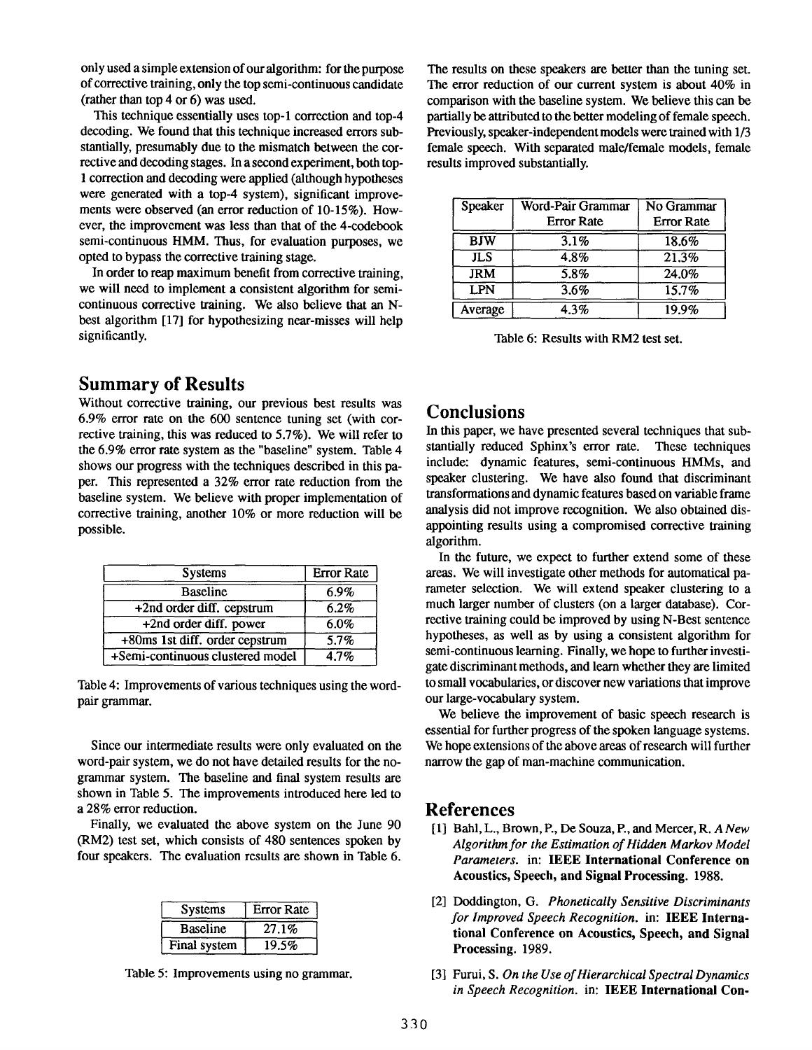only used a simple extension of our algorithm: for the purpose of corrective training, only the top semi-continuous candidate (rather than top 4 or 6) was used.

This technique essentially uses top-1 correction and top-4 decoding. We found that this technique increased errors substantially, presumably due to the mismatch between the corrective and decoding stages. In a second experiment, both top-1 correction and decoding were applied (although hypotheses were generated with a top-4 system), significant improvements were observed (an error reduction of 10-15%). However, the improvement was less than that of the 4-codebook semi-continuous HMM. Thus, for evaluation purposes, we opted to bypass the corrective training stage.

In order to reap maximum benefit from corrective training, we will need to implement a consistent algorithm for semi-continuous corrective training. We also believe that an N-best algorithm [17] for hypothesizing near-misses will help significantly.

## Summary of Results

Without corrective training, our previous best results was 6.9% error rate on the 600 sentence tuning set (with corrective training, this was reduced to 5.7%). We will refer to the 6.9% error rate system as the "baseline" system. Table 4 shows our progress with the techniques described in this paper. This represented a 32% error rate reduction from the baseline system. We believe with proper implementation of corrective training, another 10% or more reduction will be possible.

| Systems | Error Rate |
|---|---|
| Baseline | 6.9% |
| +2nd order diff. cepstrum | 6.2% |
| +2nd order diff. power | 6.0% |
| +80ms 1st diff. order cepstrum | 5.7% |
| +Semi-continuous clustered model | 4.7% |

Table 4: Improvements of various techniques using the word-pair grammar.

Since our intermediate results were only evaluated on the word-pair system, we do not have detailed results for the no-grammar system. The baseline and final system results are shown in Table 5. The improvements introduced here led to a 28% error reduction.

Finally, we evaluated the above system on the June 90 (RM2) test set, which consists of 480 sentences spoken by four speakers. The evaluation results are shown in Table 6.

| Systems | Error Rate |
|---|---|
| Baseline | 27.1% |
| Final system | 19.5% |

Table 5: Improvements using no grammar.

The results on these speakers are better than the tuning set. The error reduction of our current system is about 40% in comparison with the baseline system. We believe this can be partially be attributed to the better modeling of female speech. Previously, speaker-independent models were trained with 1/3 female speech. With separated male/female models, female results improved substantially.

| Speaker | Word-Pair Grammar Error Rate | No Grammar Error Rate |
|---|---|---|
| BJW | 3.1% | 18.6% |
| JLS | 4.8% | 21.3% |
| JRM | 5.8% | 24.0% |
| LPN | 3.6% | 15.7% |
| Average | 4.3% | 19.9% |

Table 6: Results with RM2 test set.

## Conclusions

In this paper, we have presented several techniques that substantially reduced Sphinx's error rate. These techniques include: dynamic features, semi-continuous HMMs, and speaker clustering. We have also found that discriminant transformations and dynamic features based on variable frame analysis did not improve recognition. We also obtained disappointing results using a compromised corrective training algorithm.

In the future, we expect to further extend some of these areas. We will investigate other methods for automatical parameter selection. We will extend speaker clustering to a much larger number of clusters (on a larger database). Corrective training could be improved by using N-Best sentence hypotheses, as well as by using a consistent algorithm for semi-continuous learning. Finally, we hope to further investigate discriminant methods, and learn whether they are limited to small vocabularies, or discover new variations that improve our large-vocabulary system.

We believe the improvement of basic speech research is essential for further progress of the spoken language systems. We hope extensions of the above areas of research will further narrow the gap of man-machine communication.

## References

[1] Bahl, L., Brown, P., De Souza, P., and Mercer, R. *A New Algorithm for the Estimation of Hidden Markov Model Parameters.* in: **IEEE International Conference on Acoustics, Speech, and Signal Processing. 1988.**

[2] Doddington, G. *Phonetically Sensitive Discriminants for Improved Speech Recognition.* in: **IEEE International Conference on Acoustics, Speech, and Signal Processing. 1989.**

[3] Furui, S. *On the Use of Hierarchical Spectral Dynamics in Speech Recognition.* in: **IEEE International Con-**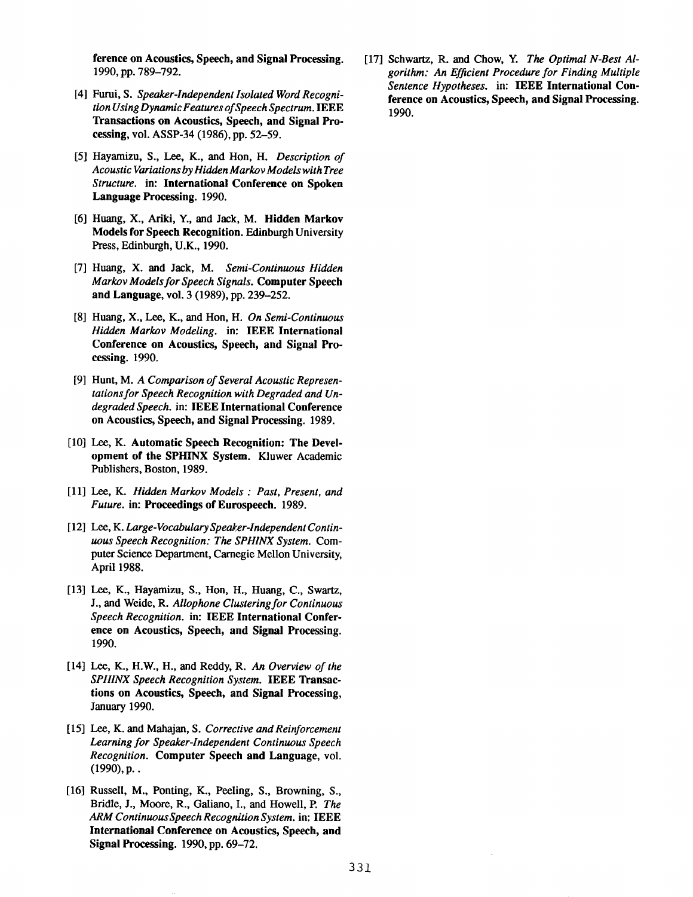ference on Acoustics, Speech, and Signal Processing. 1990, pp. 789–792.

[4] Furui, S. *Speaker-Independent Isolated Word Recognition Using Dynamic Features of Speech Spectrum.* **IEEE Transactions on Acoustics, Speech, and Signal Processing**, vol. ASSP-34 (1986), pp. 52–59.

[5] Hayamizu, S., Lee, K., and Hon, H. *Description of Acoustic Variations by Hidden Markov Models with Tree Structure.* in: **International Conference on Spoken Language Processing**. 1990.

[6] Huang, X., Ariki, Y., and Jack, M. **Hidden Markov Models for Speech Recognition.** Edinburgh University Press, Edinburgh, U.K., 1990.

[7] Huang, X. and Jack, M. *Semi-Continuous Hidden Markov Models for Speech Signals.* **Computer Speech and Language**, vol. 3 (1989), pp. 239–252.

[8] Huang, X., Lee, K., and Hon, H. *On Semi-Continuous Hidden Markov Modeling.* in: **IEEE International Conference on Acoustics, Speech, and Signal Processing**. 1990.

[9] Hunt, M. *A Comparison of Several Acoustic Representations for Speech Recognition with Degraded and Undegraded Speech.* in: **IEEE International Conference on Acoustics, Speech, and Signal Processing**. 1989.

[10] Lee, K. **Automatic Speech Recognition: The Development of the SPHINX System.** Kluwer Academic Publishers, Boston, 1989.

[11] Lee, K. *Hidden Markov Models : Past, Present, and Future.* in: **Proceedings of Eurospeech**. 1989.

[12] Lee, K. *Large-Vocabulary Speaker-Independent Continuous Speech Recognition: The SPHINX System.* Computer Science Department, Carnegie Mellon University, April 1988.

[13] Lee, K., Hayamizu, S., Hon, H., Huang, C., Swartz, J., and Weide, R. *Allophone Clustering for Continuous Speech Recognition.* in: **IEEE International Conference on Acoustics, Speech, and Signal Processing**. 1990.

[14] Lee, K., H.W., H., and Reddy, R. *An Overview of the SPHINX Speech Recognition System.* **IEEE Transactions on Acoustics, Speech, and Signal Processing**, January 1990.

[15] Lee, K. and Mahajan, S. *Corrective and Reinforcement Learning for Speaker-Independent Continuous Speech Recognition.* **Computer Speech and Language**, vol. (1990), p. .

[16] Russell, M., Ponting, K., Peeling, S., Browning, S., Bridle, J., Moore, R., Galiano, I., and Howell, P. *The ARM Continuous Speech Recognition System.* in: **IEEE International Conference on Acoustics, Speech, and Signal Processing**. 1990, pp. 69–72.

[17] Schwartz, R. and Chow, Y. *The Optimal N-Best Algorithm: An Efficient Procedure for Finding Multiple Sentence Hypotheses.* in: **IEEE International Conference on Acoustics, Speech, and Signal Processing**. 1990.